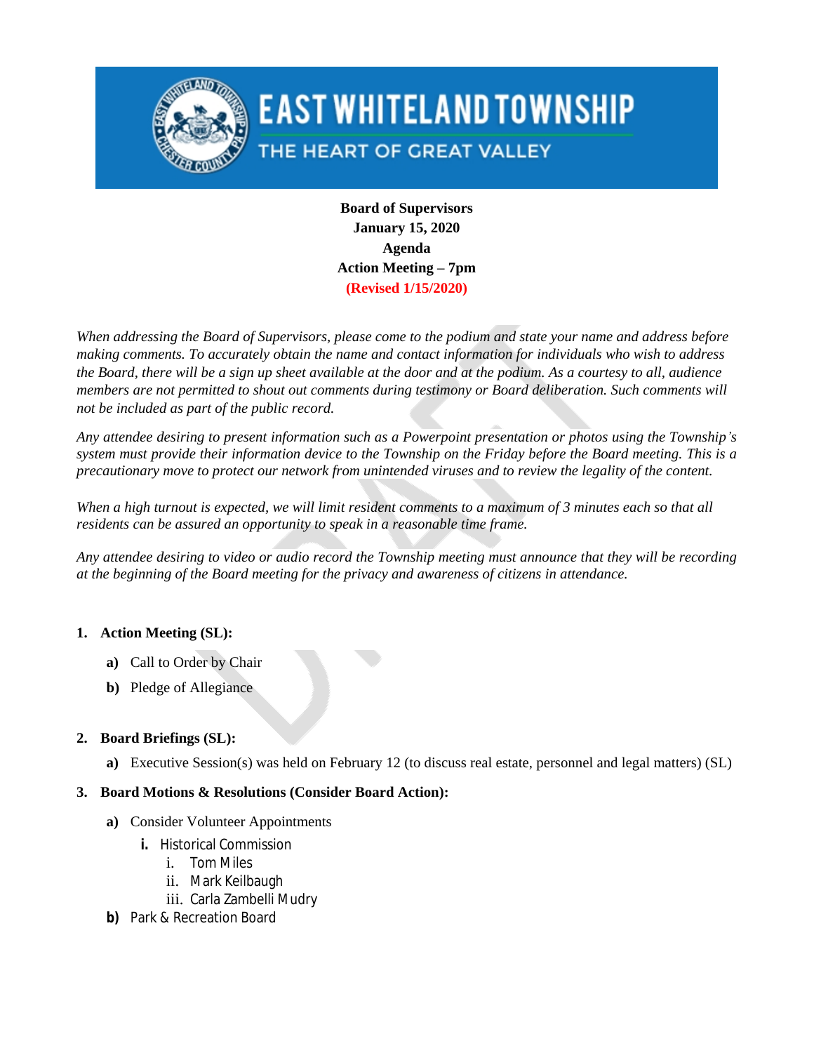# EAST WHITELAND TOWNSHIP

THE HEART OF GREAT VALLEY

**Board of Supervisors**
**January 15, 2020**
**Agenda**
**Action Meeting – 7pm**
**(Revised 1/15/2020)**

*When addressing the Board of Supervisors, please come to the podium and state your name and address before making comments. To accurately obtain the name and contact information for individuals who wish to address the Board, there will be a sign up sheet available at the door and at the podium. As a courtesy to all, audience members are not permitted to shout out comments during testimony or Board deliberation. Such comments will not be included as part of the public record.*

*Any attendee desiring to present information such as a Powerpoint presentation or photos using the Township's system must provide their information device to the Township on the Friday before the Board meeting. This is a precautionary move to protect our network from unintended viruses and to review the legality of the content.*

*When a high turnout is expected, we will limit resident comments to a maximum of 3 minutes each so that all residents can be assured an opportunity to speak in a reasonable time frame.*

*Any attendee desiring to video or audio record the Township meeting must announce that they will be recording at the beginning of the Board meeting for the privacy and awareness of citizens in attendance.*

1. **Action Meeting (SL):**
   - **a)** Call to Order by Chair
   - **b)** Pledge of Allegiance

2. **Board Briefings (SL):**
   - **a)** Executive Session(s) was held on February 12 (to discuss real estate, personnel and legal matters) (SL)

3. **Board Motions & Resolutions (Consider Board Action):**
   - **a)** Consider Volunteer Appointments
     - **i.** Historical Commission
       - i. Tom Miles
       - ii. Mark Keilbaugh
       - iii. Carla Zambelli Mudry
   - **b)** Park & Recreation Board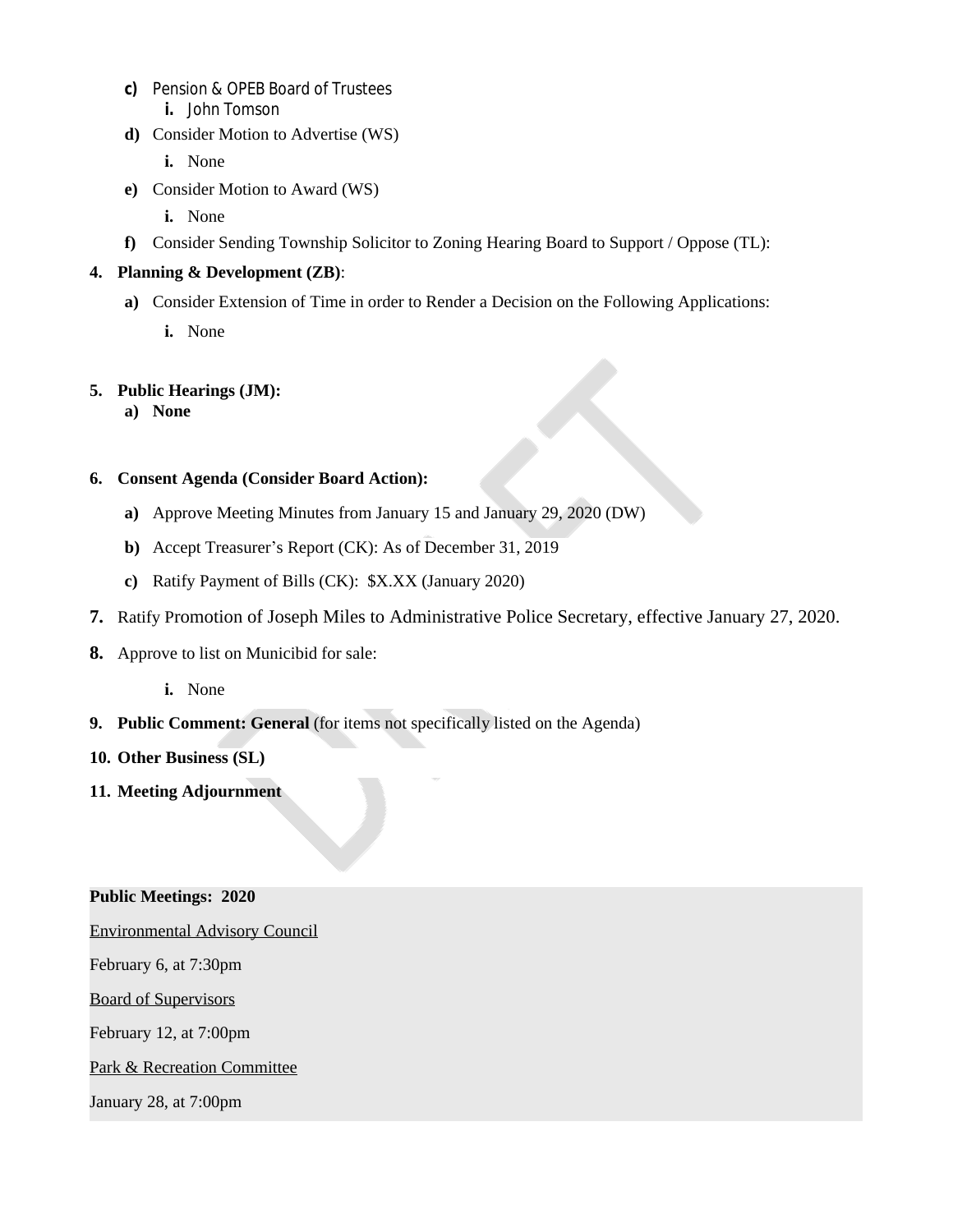c) Pension & OPEB Board of Trustees
   i. John Tomson

d) Consider Motion to Advertise (WS)
   i. None

e) Consider Motion to Award (WS)
   i. None

f) Consider Sending Township Solicitor to Zoning Hearing Board to Support / Oppose (TL):

**4. Planning & Development (ZB)**:

a) Consider Extension of Time in order to Render a Decision on the Following Applications:
   i. None

**5. Public Hearings (JM):**

**a) None**

**6. Consent Agenda (Consider Board Action):**

a) Approve Meeting Minutes from January 15 and January 29, 2020 (DW)

b) Accept Treasurer's Report (CK): As of December 31, 2019

c) Ratify Payment of Bills (CK): $X.XX (January 2020)

**7.** Ratify Promotion of Joseph Miles to Administrative Police Secretary, effective January 27, 2020.

**8.** Approve to list on Municibid for sale:

   i. None

**9. Public Comment: General** (for items not specifically listed on the Agenda)

**10. Other Business (SL)**

**11. Meeting Adjournment**

**Public Meetings: 2020**

Environmental Advisory Council

February 6, at 7:30pm

Board of Supervisors

February 12, at 7:00pm

Park & Recreation Committee

January 28, at 7:00pm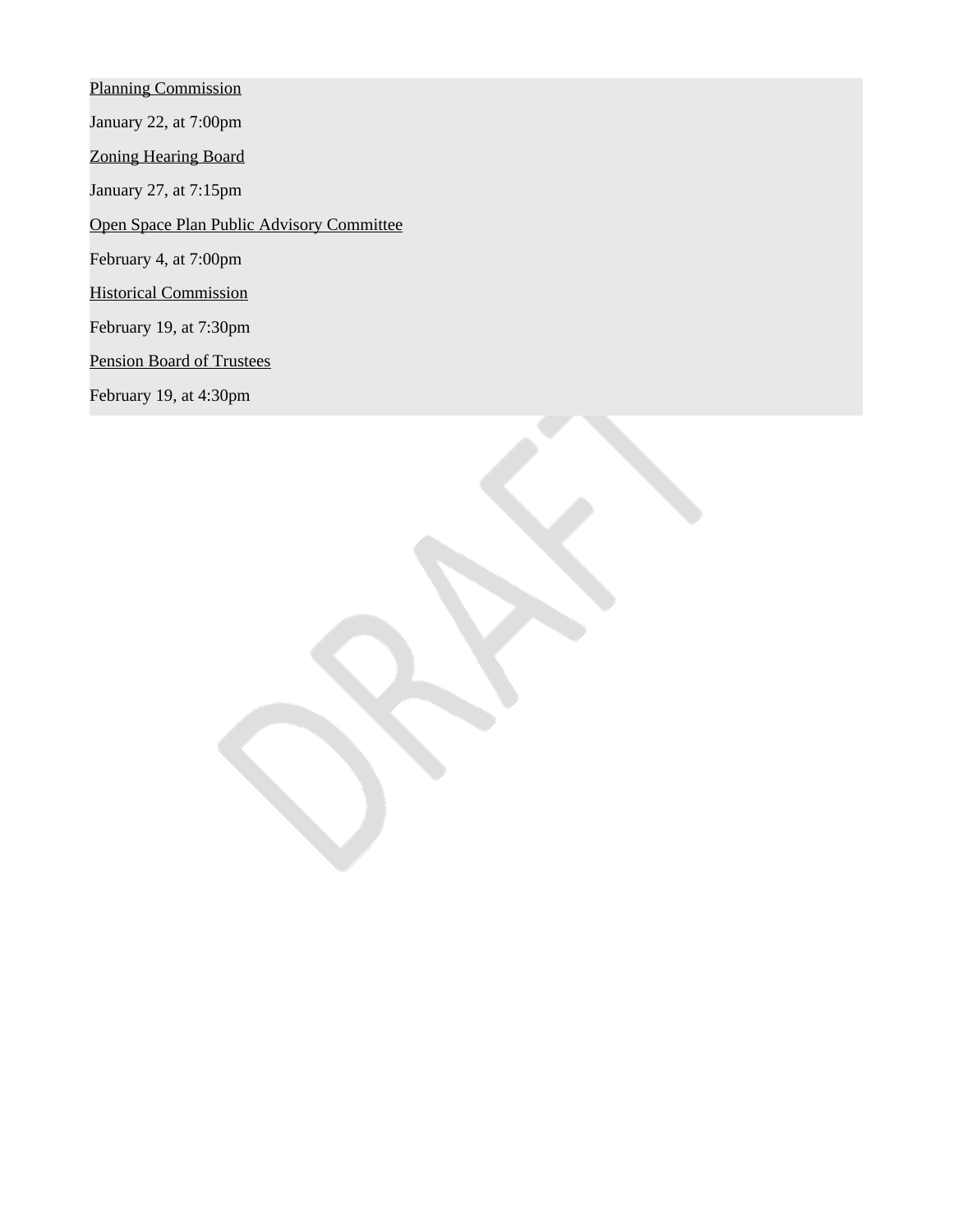<u>Planning Commission</u>

January 22, at 7:00pm

<u>Zoning Hearing Board</u>

January 27, at 7:15pm

<u>Open Space Plan Public Advisory Committee</u>

February 4, at 7:00pm

<u>Historical Commission</u>

February 19, at 7:30pm

<u>Pension Board of Trustees</u>

February 19, at 4:30pm